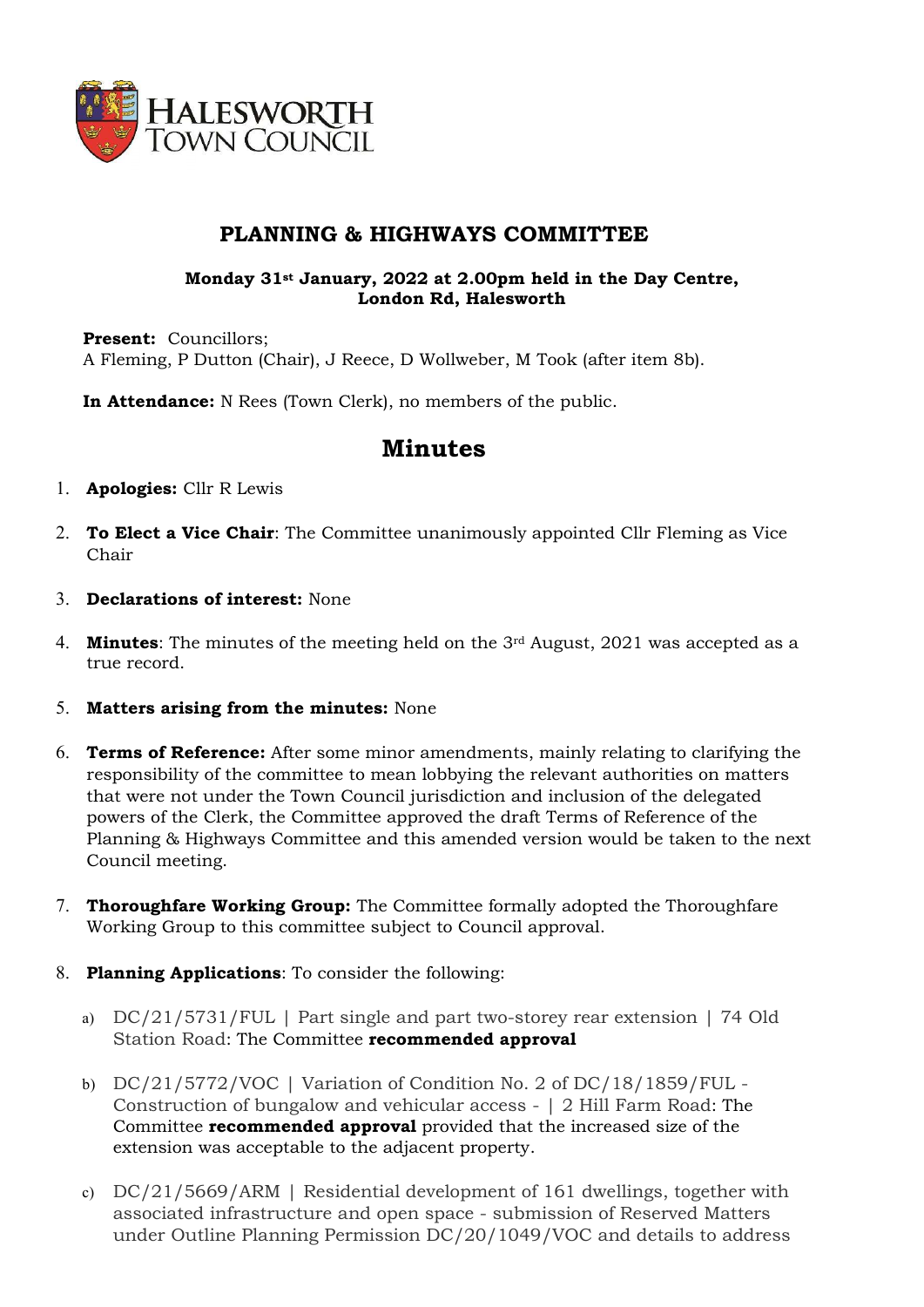HALESWORTH TOWN COUNCIL

# PLANNING & HIGHWAYS COMMITTEE

**Monday 31st January, 2022 at 2.00pm held in the Day Centre, London Rd, Halesworth**

**Present:** Councillors;
A Fleming, P Dutton (Chair), J Reece, D Wollweber, M Took (after item 8b).

**In Attendance:** N Rees (Town Clerk), no members of the public.

## Minutes

1. **Apologies:** Cllr R Lewis

2. **To Elect a Vice Chair**: The Committee unanimously appointed Cllr Fleming as Vice Chair

3. **Declarations of interest:** None

4. **Minutes**: The minutes of the meeting held on the 3rd August, 2021 was accepted as a true record.

5. **Matters arising from the minutes:** None

6. **Terms of Reference:** After some minor amendments, mainly relating to clarifying the responsibility of the committee to mean lobbying the relevant authorities on matters that were not under the Town Council jurisdiction and inclusion of the delegated powers of the Clerk, the Committee approved the draft Terms of Reference of the Planning & Highways Committee and this amended version would be taken to the next Council meeting.

7. **Thoroughfare Working Group:** The Committee formally adopted the Thoroughfare Working Group to this committee subject to Council approval.

8. **Planning Applications**: To consider the following:

   a) DC/21/5731/FUL | Part single and part two-storey rear extension | 74 Old Station Road: The Committee **recommended approval**

   b) DC/21/5772/VOC | Variation of Condition No. 2 of DC/18/1859/FUL - Construction of bungalow and vehicular access - | 2 Hill Farm Road: The Committee **recommended approval** provided that the increased size of the extension was acceptable to the adjacent property.

   c) DC/21/5669/ARM | Residential development of 161 dwellings, together with associated infrastructure and open space - submission of Reserved Matters under Outline Planning Permission DC/20/1049/VOC and details to address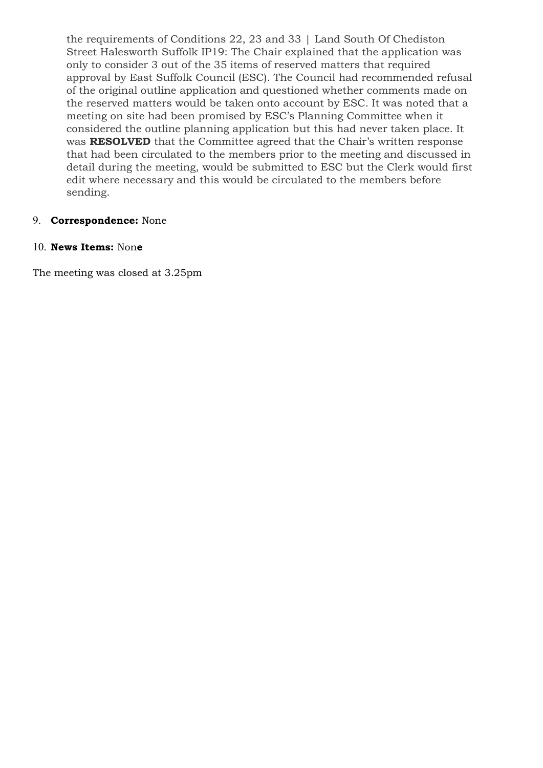the requirements of Conditions 22, 23 and 33 | Land South Of Chediston Street Halesworth Suffolk IP19: The Chair explained that the application was only to consider 3 out of the 35 items of reserved matters that required approval by East Suffolk Council (ESC). The Council had recommended refusal of the original outline application and questioned whether comments made on the reserved matters would be taken onto account by ESC. It was noted that a meeting on site had been promised by ESC's Planning Committee when it considered the outline planning application but this had never taken place. It was **RESOLVED** that the Committee agreed that the Chair's written response that had been circulated to the members prior to the meeting and discussed in detail during the meeting, would be submitted to ESC but the Clerk would first edit where necessary and this would be circulated to the members before sending.

9. **Correspondence:** None

10. **News Items:** None

The meeting was closed at 3.25pm